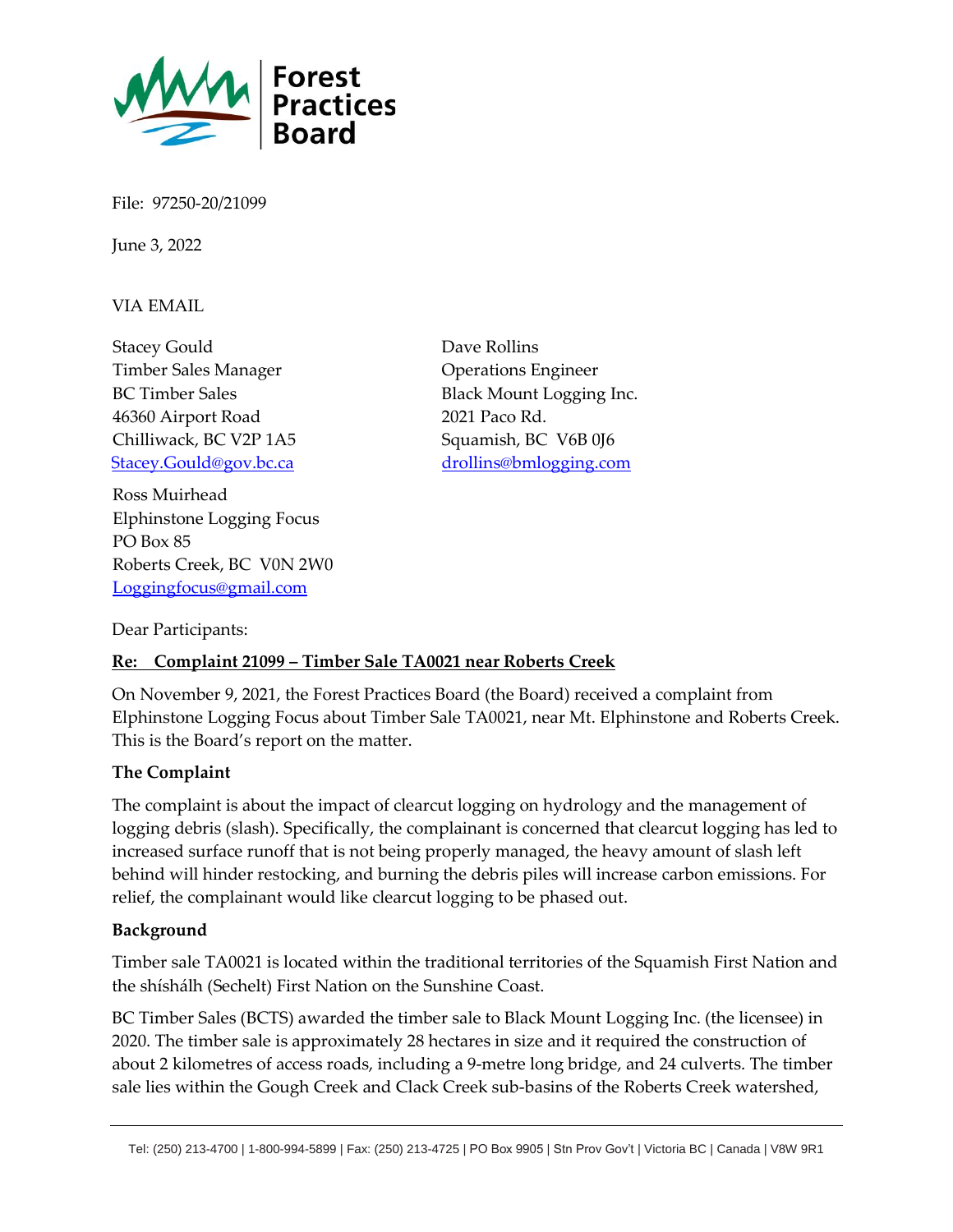Forest Practices Board

File: 97250-20/21099

June 3, 2022

VIA EMAIL

Stacey Gould
Timber Sales Manager
BC Timber Sales
46360 Airport Road
Chilliwack, BC V2P 1A5
Stacey.Gould@gov.bc.ca

Dave Rollins
Operations Engineer
Black Mount Logging Inc.
2021 Paco Rd.
Squamish, BC V6B 0J6
drollins@bmlogging.com

Ross Muirhead
Elphinstone Logging Focus
PO Box 85
Roberts Creek, BC V0N 2W0
Loggingfocus@gmail.com

Dear Participants:

**Re: Complaint 21099 – Timber Sale TA0021 near Roberts Creek**

On November 9, 2021, the Forest Practices Board (the Board) received a complaint from Elphinstone Logging Focus about Timber Sale TA0021, near Mt. Elphinstone and Roberts Creek. This is the Board's report on the matter.

**The Complaint**

The complaint is about the impact of clearcut logging on hydrology and the management of logging debris (slash). Specifically, the complainant is concerned that clearcut logging has led to increased surface runoff that is not being properly managed, the heavy amount of slash left behind will hinder restocking, and burning the debris piles will increase carbon emissions. For relief, the complainant would like clearcut logging to be phased out.

**Background**

Timber sale TA0021 is located within the traditional territories of the Squamish First Nation and the shíshálh (Sechelt) First Nation on the Sunshine Coast.

BC Timber Sales (BCTS) awarded the timber sale to Black Mount Logging Inc. (the licensee) in 2020. The timber sale is approximately 28 hectares in size and it required the construction of about 2 kilometres of access roads, including a 9-metre long bridge, and 24 culverts. The timber sale lies within the Gough Creek and Clack Creek sub-basins of the Roberts Creek watershed,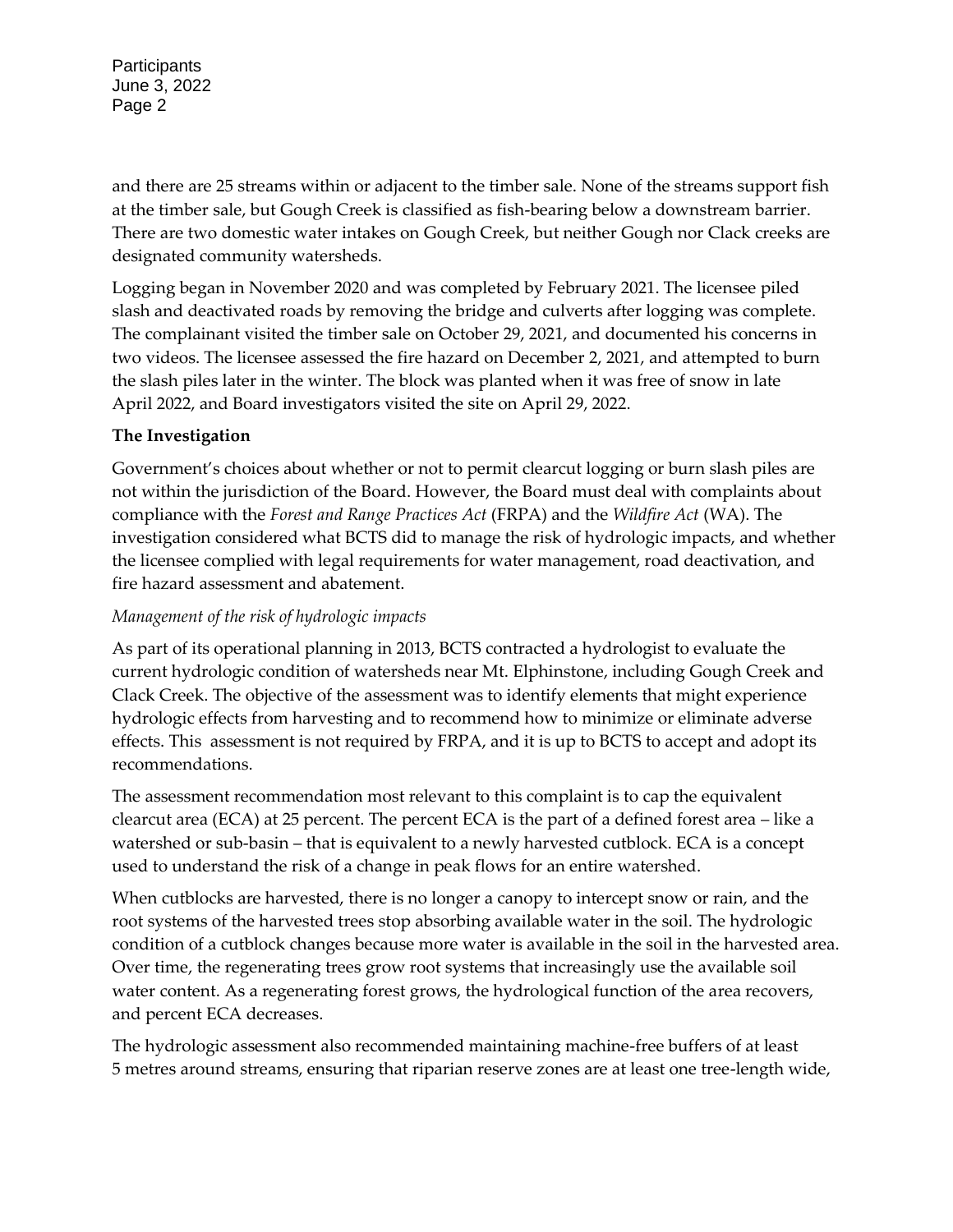and there are 25 streams within or adjacent to the timber sale. None of the streams support fish at the timber sale, but Gough Creek is classified as fish-bearing below a downstream barrier. There are two domestic water intakes on Gough Creek, but neither Gough nor Clack creeks are designated community watersheds.

Logging began in November 2020 and was completed by February 2021. The licensee piled slash and deactivated roads by removing the bridge and culverts after logging was complete. The complainant visited the timber sale on October 29, 2021, and documented his concerns in two videos. The licensee assessed the fire hazard on December 2, 2021, and attempted to burn the slash piles later in the winter. The block was planted when it was free of snow in late April 2022, and Board investigators visited the site on April 29, 2022.

**The Investigation**

Government's choices about whether or not to permit clearcut logging or burn slash piles are not within the jurisdiction of the Board. However, the Board must deal with complaints about compliance with the *Forest and Range Practices Act* (FRPA) and the *Wildfire Act* (WA). The investigation considered what BCTS did to manage the risk of hydrologic impacts, and whether the licensee complied with legal requirements for water management, road deactivation, and fire hazard assessment and abatement.

*Management of the risk of hydrologic impacts*

As part of its operational planning in 2013, BCTS contracted a hydrologist to evaluate the current hydrologic condition of watersheds near Mt. Elphinstone, including Gough Creek and Clack Creek. The objective of the assessment was to identify elements that might experience hydrologic effects from harvesting and to recommend how to minimize or eliminate adverse effects. This assessment is not required by FRPA, and it is up to BCTS to accept and adopt its recommendations.

The assessment recommendation most relevant to this complaint is to cap the equivalent clearcut area (ECA) at 25 percent. The percent ECA is the part of a defined forest area – like a watershed or sub-basin – that is equivalent to a newly harvested cutblock. ECA is a concept used to understand the risk of a change in peak flows for an entire watershed.

When cutblocks are harvested, there is no longer a canopy to intercept snow or rain, and the root systems of the harvested trees stop absorbing available water in the soil. The hydrologic condition of a cutblock changes because more water is available in the soil in the harvested area. Over time, the regenerating trees grow root systems that increasingly use the available soil water content. As a regenerating forest grows, the hydrological function of the area recovers, and percent ECA decreases.

The hydrologic assessment also recommended maintaining machine-free buffers of at least 5 metres around streams, ensuring that riparian reserve zones are at least one tree-length wide,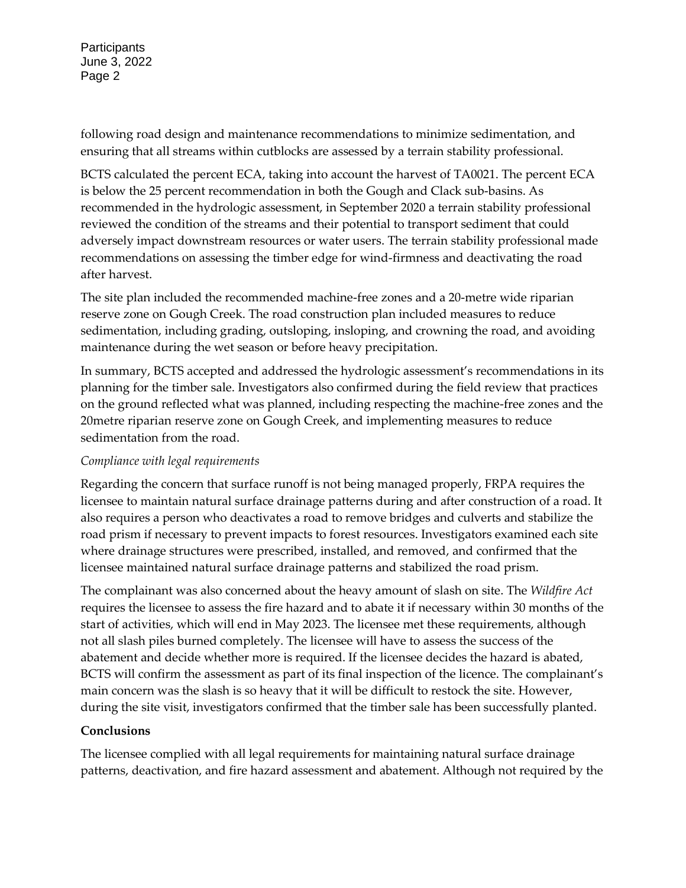following road design and maintenance recommendations to minimize sedimentation, and ensuring that all streams within cutblocks are assessed by a terrain stability professional.

BCTS calculated the percent ECA, taking into account the harvest of TA0021. The percent ECA is below the 25 percent recommendation in both the Gough and Clack sub-basins. As recommended in the hydrologic assessment, in September 2020 a terrain stability professional reviewed the condition of the streams and their potential to transport sediment that could adversely impact downstream resources or water users. The terrain stability professional made recommendations on assessing the timber edge for wind-firmness and deactivating the road after harvest.

The site plan included the recommended machine-free zones and a 20-metre wide riparian reserve zone on Gough Creek. The road construction plan included measures to reduce sedimentation, including grading, outsloping, insloping, and crowning the road, and avoiding maintenance during the wet season or before heavy precipitation.

In summary, BCTS accepted and addressed the hydrologic assessment's recommendations in its planning for the timber sale. Investigators also confirmed during the field review that practices on the ground reflected what was planned, including respecting the machine-free zones and the 20metre riparian reserve zone on Gough Creek, and implementing measures to reduce sedimentation from the road.

*Compliance with legal requirements*

Regarding the concern that surface runoff is not being managed properly, FRPA requires the licensee to maintain natural surface drainage patterns during and after construction of a road. It also requires a person who deactivates a road to remove bridges and culverts and stabilize the road prism if necessary to prevent impacts to forest resources. Investigators examined each site where drainage structures were prescribed, installed, and removed, and confirmed that the licensee maintained natural surface drainage patterns and stabilized the road prism.

The complainant was also concerned about the heavy amount of slash on site. The *Wildfire Act* requires the licensee to assess the fire hazard and to abate it if necessary within 30 months of the start of activities, which will end in May 2023. The licensee met these requirements, although not all slash piles burned completely. The licensee will have to assess the success of the abatement and decide whether more is required. If the licensee decides the hazard is abated, BCTS will confirm the assessment as part of its final inspection of the licence. The complainant's main concern was the slash is so heavy that it will be difficult to restock the site. However, during the site visit, investigators confirmed that the timber sale has been successfully planted.

**Conclusions**

The licensee complied with all legal requirements for maintaining natural surface drainage patterns, deactivation, and fire hazard assessment and abatement. Although not required by the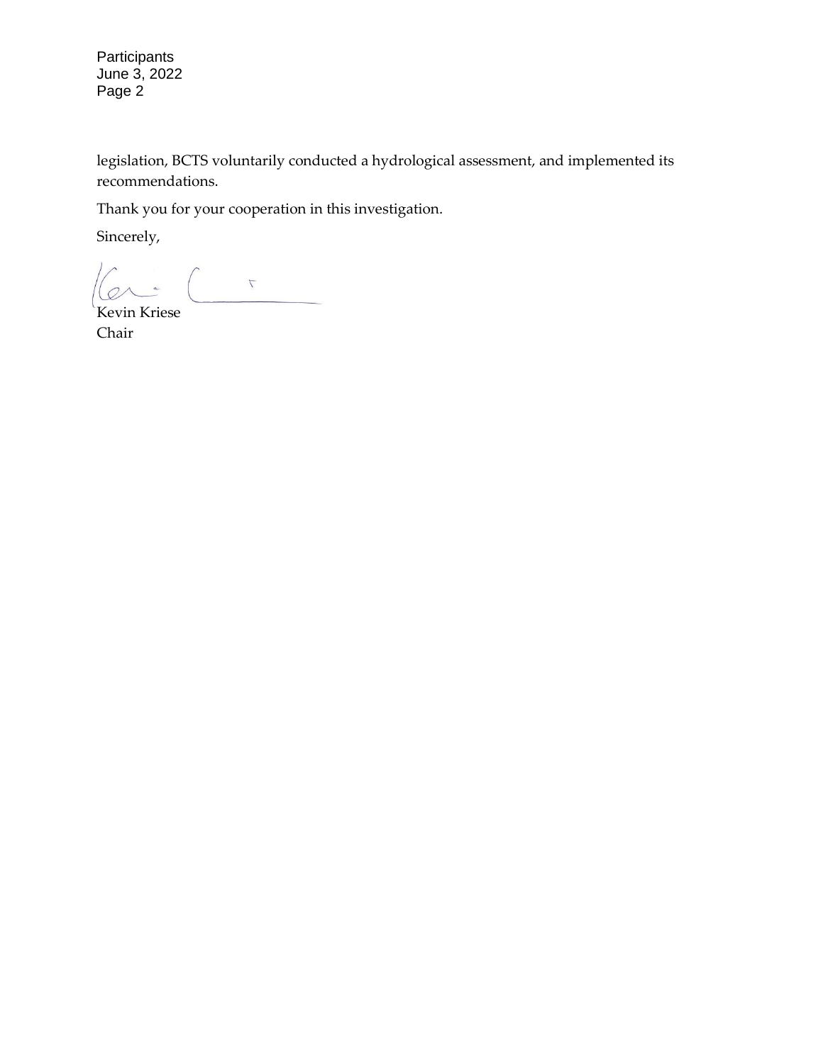legislation, BCTS voluntarily conducted a hydrological assessment, and implemented its recommendations.

Thank you for your cooperation in this investigation.

Sincerely,

Kevin Kriese
Chair